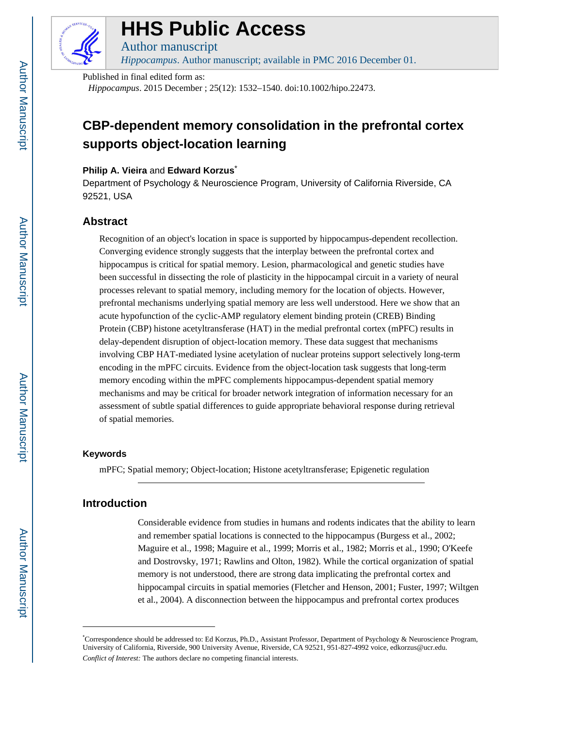# HHS Public Access

Author manuscript

*Hippocampus*. Author manuscript; available in PMC 2016 December 01.

Published in final edited form as:

*Hippocampus*. 2015 December ; 25(12): 1532–1540. doi:10.1002/hipo.22473.

# CBP-dependent memory consolidation in the prefrontal cortex supports object-location learning

**Philip A. Vieira** and **Edward Korzus**\*

Department of Psychology & Neuroscience Program, University of California Riverside, CA 92521, USA

## Abstract

Recognition of an object's location in space is supported by hippocampus-dependent recollection. Converging evidence strongly suggests that the interplay between the prefrontal cortex and hippocampus is critical for spatial memory. Lesion, pharmacological and genetic studies have been successful in dissecting the role of plasticity in the hippocampal circuit in a variety of neural processes relevant to spatial memory, including memory for the location of objects. However, prefrontal mechanisms underlying spatial memory are less well understood. Here we show that an acute hypofunction of the cyclic-AMP regulatory element binding protein (CREB) Binding Protein (CBP) histone acetyltransferase (HAT) in the medial prefrontal cortex (mPFC) results in delay-dependent disruption of object-location memory. These data suggest that mechanisms involving CBP HAT-mediated lysine acetylation of nuclear proteins support selectively long-term encoding in the mPFC circuits. Evidence from the object-location task suggests that long-term memory encoding within the mPFC complements hippocampus-dependent spatial memory mechanisms and may be critical for broader network integration of information necessary for an assessment of subtle spatial differences to guide appropriate behavioral response during retrieval of spatial memories.

### Keywords

mPFC; Spatial memory; Object-location; Histone acetyltransferase; Epigenetic regulation

## Introduction

Considerable evidence from studies in humans and rodents indicates that the ability to learn and remember spatial locations is connected to the hippocampus (Burgess et al., 2002; Maguire et al., 1998; Maguire et al., 1999; Morris et al., 1982; Morris et al., 1990; O'Keefe and Dostrovsky, 1971; Rawlins and Olton, 1982). While the cortical organization of spatial memory is not understood, there are strong data implicating the prefrontal cortex and hippocampal circuits in spatial memories (Fletcher and Henson, 2001; Fuster, 1997; Wiltgen et al., 2004). A disconnection between the hippocampus and prefrontal cortex produces

---

\*Correspondence should be addressed to: Ed Korzus, Ph.D., Assistant Professor, Department of Psychology & Neuroscience Program, University of California, Riverside, 900 University Avenue, Riverside, CA 92521, 951-827-4992 voice, edkorzus@ucr.edu.

*Conflict of Interest:* The authors declare no competing financial interests.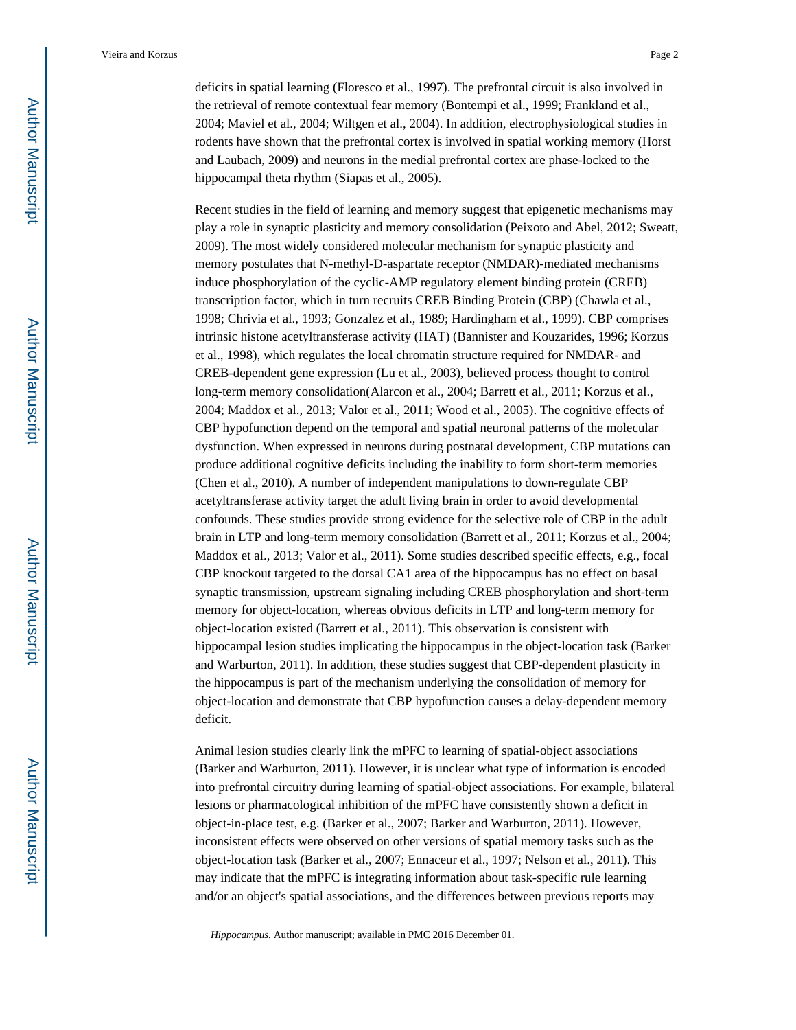deficits in spatial learning (Floresco et al., 1997). The prefrontal circuit is also involved in the retrieval of remote contextual fear memory (Bontempi et al., 1999; Frankland et al., 2004; Maviel et al., 2004; Wiltgen et al., 2004). In addition, electrophysiological studies in rodents have shown that the prefrontal cortex is involved in spatial working memory (Horst and Laubach, 2009) and neurons in the medial prefrontal cortex are phase-locked to the hippocampal theta rhythm (Siapas et al., 2005).

Recent studies in the field of learning and memory suggest that epigenetic mechanisms may play a role in synaptic plasticity and memory consolidation (Peixoto and Abel, 2012; Sweatt, 2009). The most widely considered molecular mechanism for synaptic plasticity and memory postulates that N-methyl-D-aspartate receptor (NMDAR)-mediated mechanisms induce phosphorylation of the cyclic-AMP regulatory element binding protein (CREB) transcription factor, which in turn recruits CREB Binding Protein (CBP) (Chawla et al., 1998; Chrivia et al., 1993; Gonzalez et al., 1989; Hardingham et al., 1999). CBP comprises intrinsic histone acetyltransferase activity (HAT) (Bannister and Kouzarides, 1996; Korzus et al., 1998), which regulates the local chromatin structure required for NMDAR- and CREB-dependent gene expression (Lu et al., 2003), believed process thought to control long-term memory consolidation(Alarcon et al., 2004; Barrett et al., 2011; Korzus et al., 2004; Maddox et al., 2013; Valor et al., 2011; Wood et al., 2005). The cognitive effects of CBP hypofunction depend on the temporal and spatial neuronal patterns of the molecular dysfunction. When expressed in neurons during postnatal development, CBP mutations can produce additional cognitive deficits including the inability to form short-term memories (Chen et al., 2010). A number of independent manipulations to down-regulate CBP acetyltransferase activity target the adult living brain in order to avoid developmental confounds. These studies provide strong evidence for the selective role of CBP in the adult brain in LTP and long-term memory consolidation (Barrett et al., 2011; Korzus et al., 2004; Maddox et al., 2013; Valor et al., 2011). Some studies described specific effects, e.g., focal CBP knockout targeted to the dorsal CA1 area of the hippocampus has no effect on basal synaptic transmission, upstream signaling including CREB phosphorylation and short-term memory for object-location, whereas obvious deficits in LTP and long-term memory for object-location existed (Barrett et al., 2011). This observation is consistent with hippocampal lesion studies implicating the hippocampus in the object-location task (Barker and Warburton, 2011). In addition, these studies suggest that CBP-dependent plasticity in the hippocampus is part of the mechanism underlying the consolidation of memory for object-location and demonstrate that CBP hypofunction causes a delay-dependent memory deficit.

Animal lesion studies clearly link the mPFC to learning of spatial-object associations (Barker and Warburton, 2011). However, it is unclear what type of information is encoded into prefrontal circuitry during learning of spatial-object associations. For example, bilateral lesions or pharmacological inhibition of the mPFC have consistently shown a deficit in object-in-place test, e.g. (Barker et al., 2007; Barker and Warburton, 2011). However, inconsistent effects were observed on other versions of spatial memory tasks such as the object-location task (Barker et al., 2007; Ennaceur et al., 1997; Nelson et al., 2011). This may indicate that the mPFC is integrating information about task-specific rule learning and/or an object's spatial associations, and the differences between previous reports may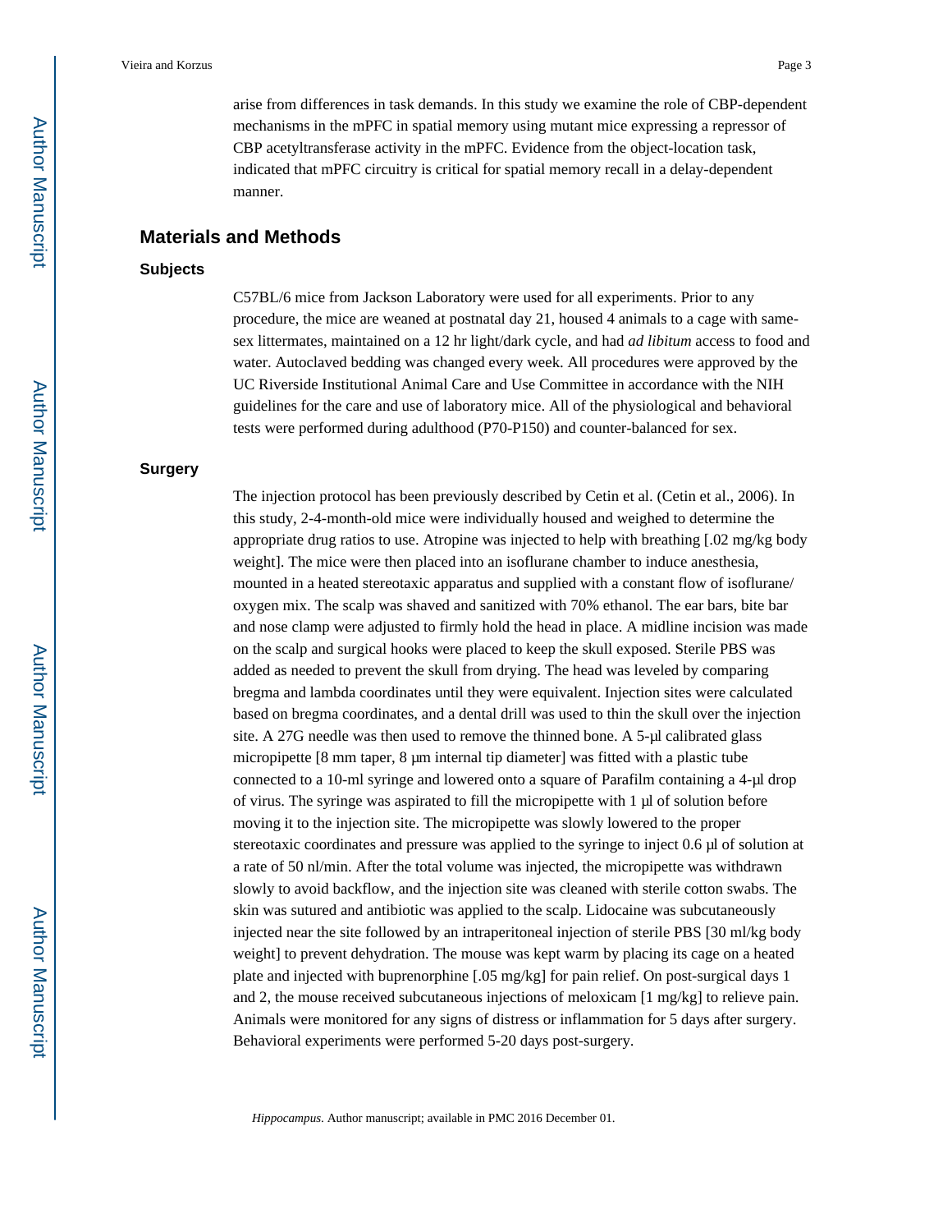arise from differences in task demands. In this study we examine the role of CBP-dependent mechanisms in the mPFC in spatial memory using mutant mice expressing a repressor of CBP acetyltransferase activity in the mPFC. Evidence from the object-location task, indicated that mPFC circuitry is critical for spatial memory recall in a delay-dependent manner.

## Materials and Methods

### Subjects

C57BL/6 mice from Jackson Laboratory were used for all experiments. Prior to any procedure, the mice are weaned at postnatal day 21, housed 4 animals to a cage with same-sex littermates, maintained on a 12 hr light/dark cycle, and had *ad libitum* access to food and water. Autoclaved bedding was changed every week. All procedures were approved by the UC Riverside Institutional Animal Care and Use Committee in accordance with the NIH guidelines for the care and use of laboratory mice. All of the physiological and behavioral tests were performed during adulthood (P70-P150) and counter-balanced for sex.

### Surgery

The injection protocol has been previously described by Cetin et al. (Cetin et al., 2006). In this study, 2-4-month-old mice were individually housed and weighed to determine the appropriate drug ratios to use. Atropine was injected to help with breathing [.02 mg/kg body weight]. The mice were then placed into an isoflurane chamber to induce anesthesia, mounted in a heated stereotaxic apparatus and supplied with a constant flow of isoflurane/oxygen mix. The scalp was shaved and sanitized with 70% ethanol. The ear bars, bite bar and nose clamp were adjusted to firmly hold the head in place. A midline incision was made on the scalp and surgical hooks were placed to keep the skull exposed. Sterile PBS was added as needed to prevent the skull from drying. The head was leveled by comparing bregma and lambda coordinates until they were equivalent. Injection sites were calculated based on bregma coordinates, and a dental drill was used to thin the skull over the injection site. A 27G needle was then used to remove the thinned bone. A 5-μl calibrated glass micropipette [8 mm taper, 8 μm internal tip diameter] was fitted with a plastic tube connected to a 10-ml syringe and lowered onto a square of Parafilm containing a 4-μl drop of virus. The syringe was aspirated to fill the micropipette with 1 μl of solution before moving it to the injection site. The micropipette was slowly lowered to the proper stereotaxic coordinates and pressure was applied to the syringe to inject 0.6 μl of solution at a rate of 50 nl/min. After the total volume was injected, the micropipette was withdrawn slowly to avoid backflow, and the injection site was cleaned with sterile cotton swabs. The skin was sutured and antibiotic was applied to the scalp. Lidocaine was subcutaneously injected near the site followed by an intraperitoneal injection of sterile PBS [30 ml/kg body weight] to prevent dehydration. The mouse was kept warm by placing its cage on a heated plate and injected with buprenorphine [.05 mg/kg] for pain relief. On post-surgical days 1 and 2, the mouse received subcutaneous injections of meloxicam [1 mg/kg] to relieve pain. Animals were monitored for any signs of distress or inflammation for 5 days after surgery. Behavioral experiments were performed 5-20 days post-surgery.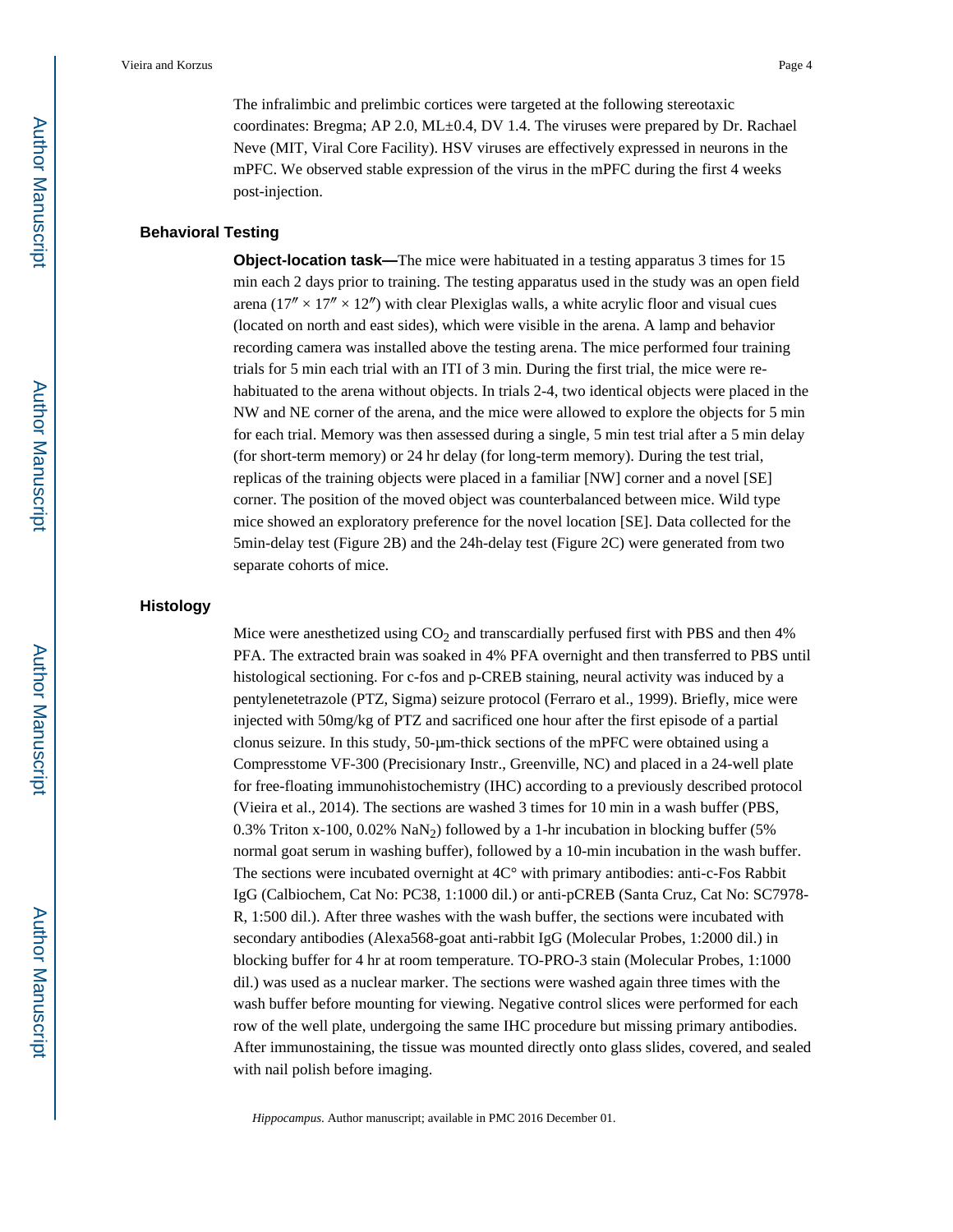The infralimbic and prelimbic cortices were targeted at the following stereotaxic coordinates: Bregma; AP 2.0, ML±0.4, DV 1.4. The viruses were prepared by Dr. Rachael Neve (MIT, Viral Core Facility). HSV viruses are effectively expressed in neurons in the mPFC. We observed stable expression of the virus in the mPFC during the first 4 weeks post-injection.

## Behavioral Testing

**Object-location task—**The mice were habituated in a testing apparatus 3 times for 15 min each 2 days prior to training. The testing apparatus used in the study was an open field arena (17″ × 17″ × 12″) with clear Plexiglas walls, a white acrylic floor and visual cues (located on north and east sides), which were visible in the arena. A lamp and behavior recording camera was installed above the testing arena. The mice performed four training trials for 5 min each trial with an ITI of 3 min. During the first trial, the mice were re-habituated to the arena without objects. In trials 2-4, two identical objects were placed in the NW and NE corner of the arena, and the mice were allowed to explore the objects for 5 min for each trial. Memory was then assessed during a single, 5 min test trial after a 5 min delay (for short-term memory) or 24 hr delay (for long-term memory). During the test trial, replicas of the training objects were placed in a familiar [NW] corner and a novel [SE] corner. The position of the moved object was counterbalanced between mice. Wild type mice showed an exploratory preference for the novel location [SE]. Data collected for the 5min-delay test (Figure 2B) and the 24h-delay test (Figure 2C) were generated from two separate cohorts of mice.

## Histology

Mice were anesthetized using $CO_2$ and transcardially perfused first with PBS and then 4% PFA. The extracted brain was soaked in 4% PFA overnight and then transferred to PBS until histological sectioning. For c-fos and p-CREB staining, neural activity was induced by a pentylenetetrazole (PTZ, Sigma) seizure protocol (Ferraro et al., 1999). Briefly, mice were injected with 50mg/kg of PTZ and sacrificed one hour after the first episode of a partial clonus seizure. In this study, 50-μm-thick sections of the mPFC were obtained using a Compresstome VF-300 (Precisionary Instr., Greenville, NC) and placed in a 24-well plate for free-floating immunohistochemistry (IHC) according to a previously described protocol (Vieira et al., 2014). The sections are washed 3 times for 10 min in a wash buffer (PBS, 0.3% Triton x-100, 0.02% $NaN_2$) followed by a 1-hr incubation in blocking buffer (5% normal goat serum in washing buffer), followed by a 10-min incubation in the wash buffer. The sections were incubated overnight at 4C° with primary antibodies: anti-c-Fos Rabbit IgG (Calbiochem, Cat No: PC38, 1:1000 dil.) or anti-pCREB (Santa Cruz, Cat No: SC7978-R, 1:500 dil.). After three washes with the wash buffer, the sections were incubated with secondary antibodies (Alexa568-goat anti-rabbit IgG (Molecular Probes, 1:2000 dil.) in blocking buffer for 4 hr at room temperature. TO-PRO-3 stain (Molecular Probes, 1:1000 dil.) was used as a nuclear marker. The sections were washed again three times with the wash buffer before mounting for viewing. Negative control slices were performed for each row of the well plate, undergoing the same IHC procedure but missing primary antibodies. After immunostaining, the tissue was mounted directly onto glass slides, covered, and sealed with nail polish before imaging.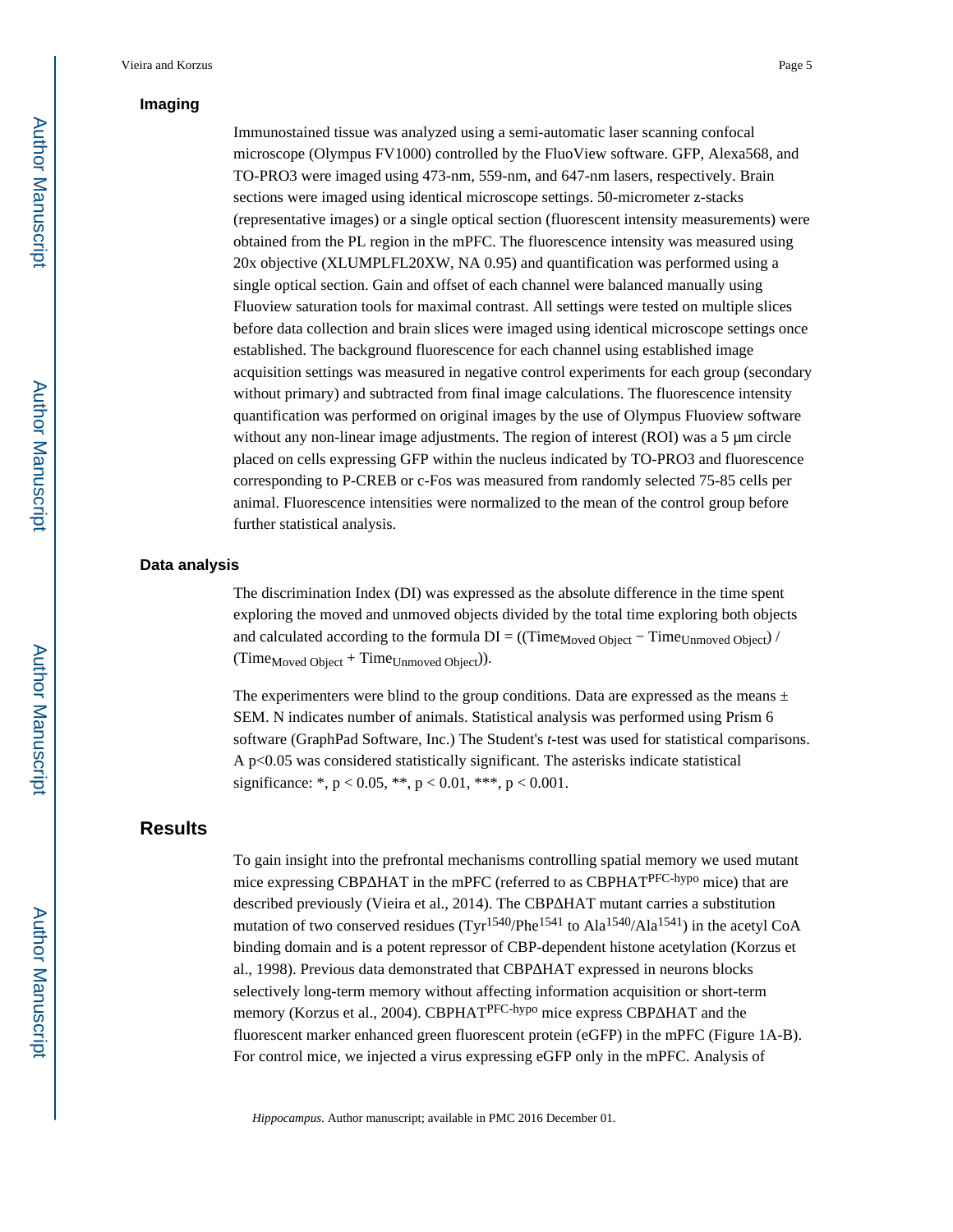### Imaging

Immunostained tissue was analyzed using a semi-automatic laser scanning confocal microscope (Olympus FV1000) controlled by the FluoView software. GFP, Alexa568, and TO-PRO3 were imaged using 473-nm, 559-nm, and 647-nm lasers, respectively. Brain sections were imaged using identical microscope settings. 50-micrometer z-stacks (representative images) or a single optical section (fluorescent intensity measurements) were obtained from the PL region in the mPFC. The fluorescence intensity was measured using 20x objective (XLUMPLFL20XW, NA 0.95) and quantification was performed using a single optical section. Gain and offset of each channel were balanced manually using Fluoview saturation tools for maximal contrast. All settings were tested on multiple slices before data collection and brain slices were imaged using identical microscope settings once established. The background fluorescence for each channel using established image acquisition settings was measured in negative control experiments for each group (secondary without primary) and subtracted from final image calculations. The fluorescence intensity quantification was performed on original images by the use of Olympus Fluoview software without any non-linear image adjustments. The region of interest (ROI) was a 5 μm circle placed on cells expressing GFP within the nucleus indicated by TO-PRO3 and fluorescence corresponding to P-CREB or c-Fos was measured from randomly selected 75-85 cells per animal. Fluorescence intensities were normalized to the mean of the control group before further statistical analysis.

### Data analysis

The discrimination Index (DI) was expressed as the absolute difference in the time spent exploring the moved and unmoved objects divided by the total time exploring both objects and calculated according to the formula $DI = ((Time_{Moved\ Object} - Time_{Unmoved\ Object}) / (Time_{Moved\ Object} + Time_{Unmoved\ Object}))$.

The experimenters were blind to the group conditions. Data are expressed as the means ± SEM. N indicates number of animals. Statistical analysis was performed using Prism 6 software (GraphPad Software, Inc.) The Student's *t*-test was used for statistical comparisons. A $p<0.05$ was considered statistically significant. The asterisks indicate statistical significance: *, $p < 0.05$, **, $p < 0.01$, ***, $p < 0.001$.

## Results

To gain insight into the prefrontal mechanisms controlling spatial memory we used mutant mice expressing CBPΔHAT in the mPFC (referred to as $CBPHAT^{PFC\text{-}hypo}$ mice) that are described previously (Vieira et al., 2014). The CBPΔHAT mutant carries a substitution mutation of two conserved residues ($Tyr^{1540}/Phe^{1541}$ to $Ala^{1540}/Ala^{1541}$) in the acetyl CoA binding domain and is a potent repressor of CBP-dependent histone acetylation (Korzus et al., 1998). Previous data demonstrated that CBPΔHAT expressed in neurons blocks selectively long-term memory without affecting information acquisition or short-term memory (Korzus et al., 2004). $CBPHAT^{PFC\text{-}hypo}$ mice express CBPΔHAT and the fluorescent marker enhanced green fluorescent protein (eGFP) in the mPFC (Figure 1A-B). For control mice, we injected a virus expressing eGFP only in the mPFC. Analysis of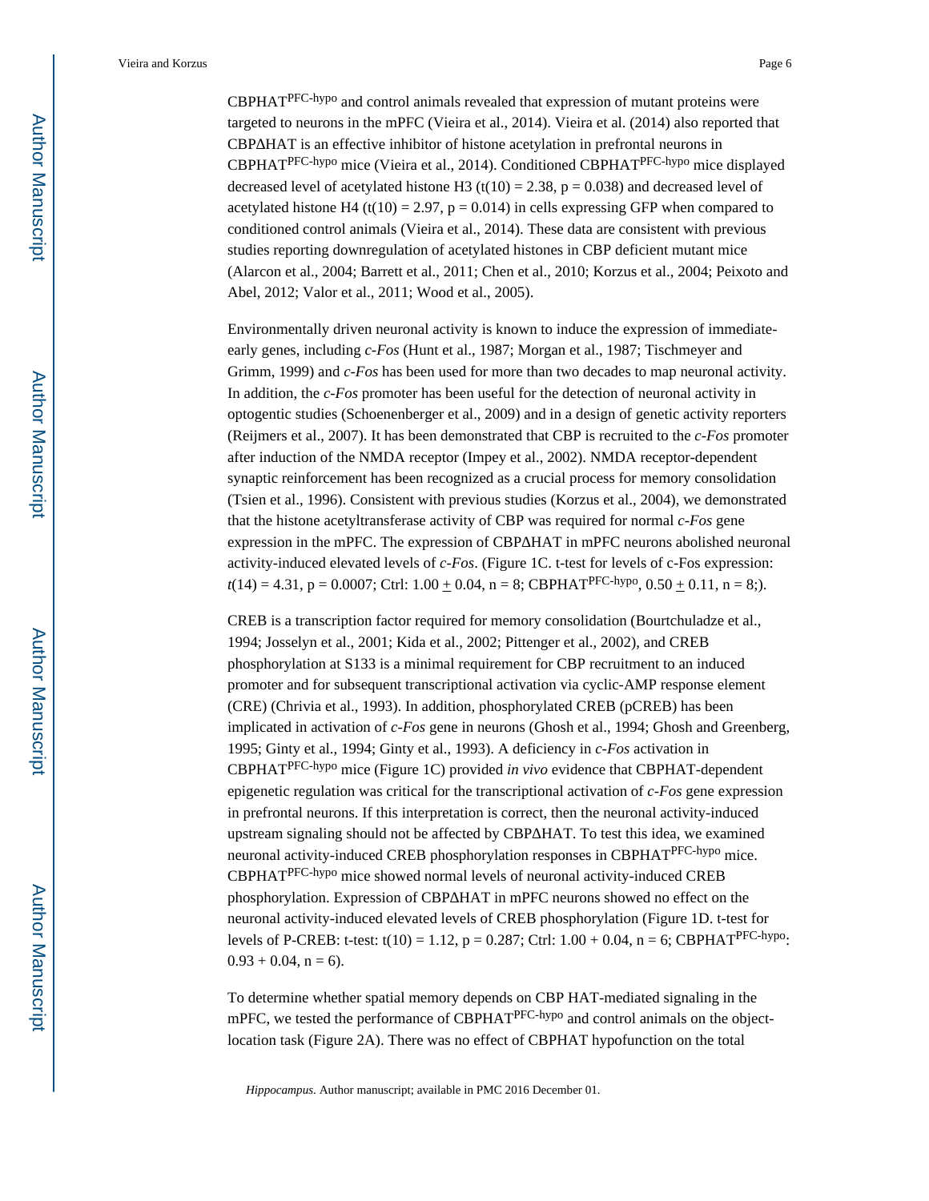CBPHAT$^{PFC\text{-}hypo}$ and control animals revealed that expression of mutant proteins were targeted to neurons in the mPFC (Vieira et al., 2014). Vieira et al. (2014) also reported that CBPΔHAT is an effective inhibitor of histone acetylation in prefrontal neurons in CBPHAT$^{PFC\text{-}hypo}$ mice (Vieira et al., 2014). Conditioned CBPHAT$^{PFC\text{-}hypo}$ mice displayed decreased level of acetylated histone H3 ($t(10) = 2.38$, $p = 0.038$) and decreased level of acetylated histone H4 ($t(10) = 2.97$, $p = 0.014$) in cells expressing GFP when compared to conditioned control animals (Vieira et al., 2014). These data are consistent with previous studies reporting downregulation of acetylated histones in CBP deficient mutant mice (Alarcon et al., 2004; Barrett et al., 2011; Chen et al., 2010; Korzus et al., 2004; Peixoto and Abel, 2012; Valor et al., 2011; Wood et al., 2005).

Environmentally driven neuronal activity is known to induce the expression of immediate-early genes, including *c-Fos* (Hunt et al., 1987; Morgan et al., 1987; Tischmeyer and Grimm, 1999) and *c-Fos* has been used for more than two decades to map neuronal activity. In addition, the *c-Fos* promoter has been useful for the detection of neuronal activity in optogentic studies (Schoenenberger et al., 2009) and in a design of genetic activity reporters (Reijmers et al., 2007). It has been demonstrated that CBP is recruited to the *c-Fos* promoter after induction of the NMDA receptor (Impey et al., 2002). NMDA receptor-dependent synaptic reinforcement has been recognized as a crucial process for memory consolidation (Tsien et al., 1996). Consistent with previous studies (Korzus et al., 2004), we demonstrated that the histone acetyltransferase activity of CBP was required for normal *c-Fos* gene expression in the mPFC. The expression of CBPΔHAT in mPFC neurons abolished neuronal activity-induced elevated levels of *c-Fos*. (Figure 1C. t-test for levels of c-Fos expression: $t(14) = 4.31$, $p = 0.0007$; Ctrl: $1.00 \pm 0.04$, $n = 8$; CBPHAT$^{PFC\text{-}hypo}$, $0.50 \pm 0.11$, $n = 8$;).

CREB is a transcription factor required for memory consolidation (Bourtchuladze et al., 1994; Josselyn et al., 2001; Kida et al., 2002; Pittenger et al., 2002), and CREB phosphorylation at S133 is a minimal requirement for CBP recruitment to an induced promoter and for subsequent transcriptional activation via cyclic-AMP response element (CRE) (Chrivia et al., 1993). In addition, phosphorylated CREB (pCREB) has been implicated in activation of *c-Fos* gene in neurons (Ghosh et al., 1994; Ghosh and Greenberg, 1995; Ginty et al., 1994; Ginty et al., 1993). A deficiency in *c-Fos* activation in CBPHAT$^{PFC\text{-}hypo}$ mice (Figure 1C) provided *in vivo* evidence that CBPHAT-dependent epigenetic regulation was critical for the transcriptional activation of *c-Fos* gene expression in prefrontal neurons. If this interpretation is correct, then the neuronal activity-induced upstream signaling should not be affected by CBPΔHAT. To test this idea, we examined neuronal activity-induced CREB phosphorylation responses in CBPHAT$^{PFC\text{-}hypo}$ mice. CBPHAT$^{PFC\text{-}hypo}$ mice showed normal levels of neuronal activity-induced CREB phosphorylation. Expression of CBPΔHAT in mPFC neurons showed no effect on the neuronal activity-induced elevated levels of CREB phosphorylation (Figure 1D. t-test for levels of P-CREB: t-test: $t(10) = 1.12$, $p = 0.287$; Ctrl: $1.00 + 0.04$, $n = 6$; CBPHAT$^{PFC\text{-}hypo}$: $0.93 + 0.04$, $n = 6$).

To determine whether spatial memory depends on CBP HAT-mediated signaling in the mPFC, we tested the performance of CBPHAT$^{PFC\text{-}hypo}$ and control animals on the object-location task (Figure 2A). There was no effect of CBPHAT hypofunction on the total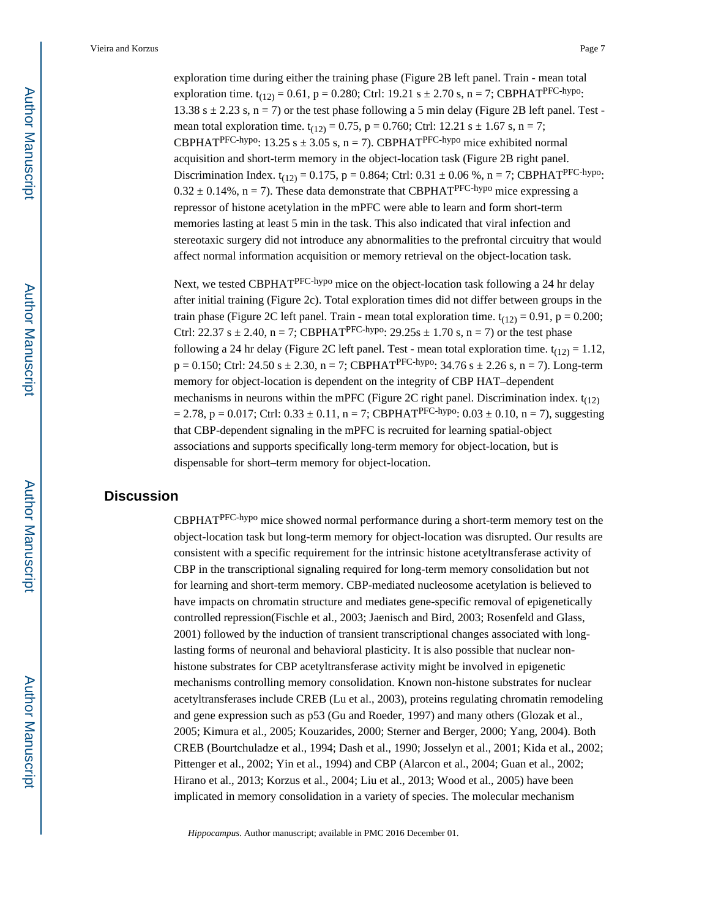exploration time during either the training phase (Figure 2B left panel. Train - mean total exploration time. $t_{(12)} = 0.61$, $p = 0.280$; Ctrl: 19.21 s ± 2.70 s, n = 7; CBPHAT$^{PFC\text{-}hypo}$: 13.38 s ± 2.23 s, n = 7) or the test phase following a 5 min delay (Figure 2B left panel. Test - mean total exploration time. $t_{(12)} = 0.75$, $p = 0.760$; Ctrl: 12.21 s ± 1.67 s, n = 7; CBPHAT$^{PFC\text{-}hypo}$: 13.25 s ± 3.05 s, n = 7). CBPHAT$^{PFC\text{-}hypo}$ mice exhibited normal acquisition and short-term memory in the object-location task (Figure 2B right panel. Discrimination Index. $t_{(12)} = 0.175$, $p = 0.864$; Ctrl: 0.31 ± 0.06 %, n = 7; CBPHAT$^{PFC\text{-}hypo}$: 0.32 ± 0.14%, n = 7). These data demonstrate that CBPHAT$^{PFC\text{-}hypo}$ mice expressing a repressor of histone acetylation in the mPFC were able to learn and form short-term memories lasting at least 5 min in the task. This also indicated that viral infection and stereotaxic surgery did not introduce any abnormalities to the prefrontal circuitry that would affect normal information acquisition or memory retrieval on the object-location task.

Next, we tested CBPHAT$^{PFC\text{-}hypo}$ mice on the object-location task following a 24 hr delay after initial training (Figure 2c). Total exploration times did not differ between groups in the train phase (Figure 2C left panel. Train - mean total exploration time. $t_{(12)} = 0.91$, $p = 0.200$; Ctrl: 22.37 s ± 2.40, n = 7; CBPHAT$^{PFC\text{-}hypo}$: 29.25s ± 1.70 s, n = 7) or the test phase following a 24 hr delay (Figure 2C left panel. Test - mean total exploration time. $t_{(12)} = 1.12$, $p = 0.150$; Ctrl: 24.50 s ± 2.30, n = 7; CBPHAT$^{PFC\text{-}hypo}$: 34.76 s ± 2.26 s, n = 7). Long-term memory for object-location is dependent on the integrity of CBP HAT–dependent mechanisms in neurons within the mPFC (Figure 2C right panel. Discrimination index. $t_{(12)} = 2.78$, $p = 0.017$; Ctrl: 0.33 ± 0.11, n = 7; CBPHAT$^{PFC\text{-}hypo}$: 0.03 ± 0.10, n = 7), suggesting that CBP-dependent signaling in the mPFC is recruited for learning spatial-object associations and supports specifically long-term memory for object-location, but is dispensable for short–term memory for object-location.

## Discussion

CBPHAT$^{PFC\text{-}hypo}$ mice showed normal performance during a short-term memory test on the object-location task but long-term memory for object-location was disrupted. Our results are consistent with a specific requirement for the intrinsic histone acetyltransferase activity of CBP in the transcriptional signaling required for long-term memory consolidation but not for learning and short-term memory. CBP-mediated nucleosome acetylation is believed to have impacts on chromatin structure and mediates gene-specific removal of epigenetically controlled repression(Fischle et al., 2003; Jaenisch and Bird, 2003; Rosenfeld and Glass, 2001) followed by the induction of transient transcriptional changes associated with long-lasting forms of neuronal and behavioral plasticity. It is also possible that nuclear non-histone substrates for CBP acetyltransferase activity might be involved in epigenetic mechanisms controlling memory consolidation. Known non-histone substrates for nuclear acetyltransferases include CREB (Lu et al., 2003), proteins regulating chromatin remodeling and gene expression such as p53 (Gu and Roeder, 1997) and many others (Glozak et al., 2005; Kimura et al., 2005; Kouzarides, 2000; Sterner and Berger, 2000; Yang, 2004). Both CREB (Bourtchuladze et al., 1994; Dash et al., 1990; Josselyn et al., 2001; Kida et al., 2002; Pittenger et al., 2002; Yin et al., 1994) and CBP (Alarcon et al., 2004; Guan et al., 2002; Hirano et al., 2013; Korzus et al., 2004; Liu et al., 2013; Wood et al., 2005) have been implicated in memory consolidation in a variety of species. The molecular mechanism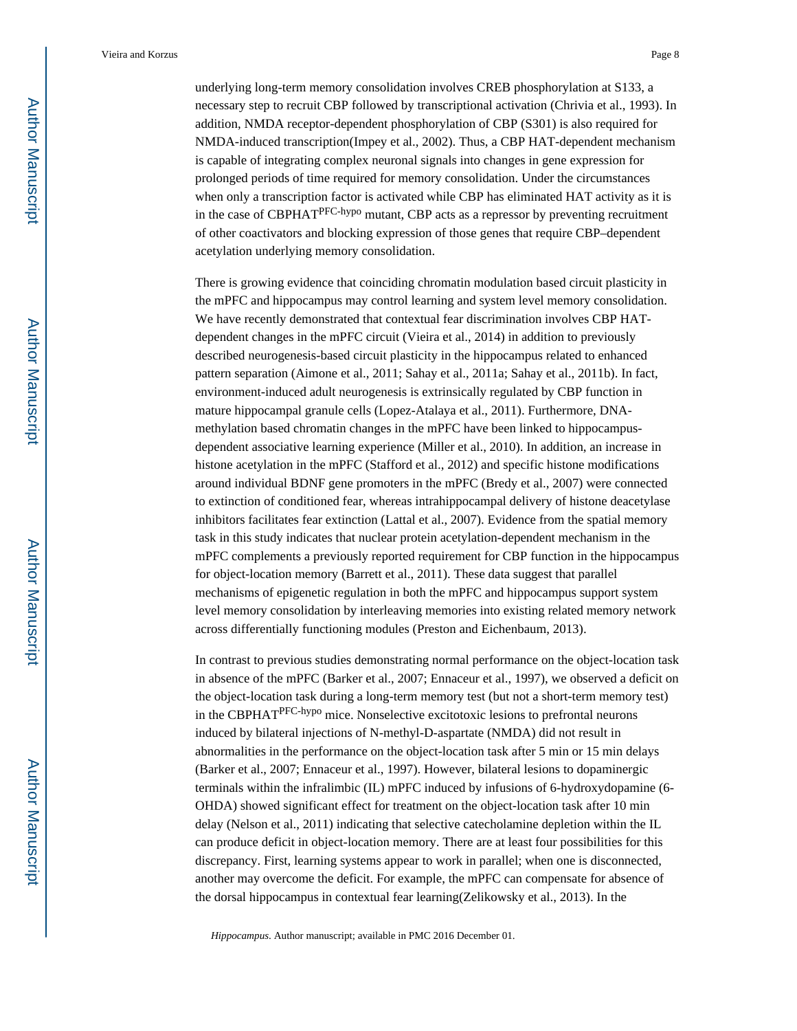underlying long-term memory consolidation involves CREB phosphorylation at S133, a necessary step to recruit CBP followed by transcriptional activation (Chrivia et al., 1993). In addition, NMDA receptor-dependent phosphorylation of CBP (S301) is also required for NMDA-induced transcription(Impey et al., 2002). Thus, a CBP HAT-dependent mechanism is capable of integrating complex neuronal signals into changes in gene expression for prolonged periods of time required for memory consolidation. Under the circumstances when only a transcription factor is activated while CBP has eliminated HAT activity as it is in the case of CBPHAT$^{PFC\text{-}hypo}$ mutant, CBP acts as a repressor by preventing recruitment of other coactivators and blocking expression of those genes that require CBP–dependent acetylation underlying memory consolidation.

There is growing evidence that coinciding chromatin modulation based circuit plasticity in the mPFC and hippocampus may control learning and system level memory consolidation. We have recently demonstrated that contextual fear discrimination involves CBP HAT-dependent changes in the mPFC circuit (Vieira et al., 2014) in addition to previously described neurogenesis-based circuit plasticity in the hippocampus related to enhanced pattern separation (Aimone et al., 2011; Sahay et al., 2011a; Sahay et al., 2011b). In fact, environment-induced adult neurogenesis is extrinsically regulated by CBP function in mature hippocampal granule cells (Lopez-Atalaya et al., 2011). Furthermore, DNA-methylation based chromatin changes in the mPFC have been linked to hippocampus-dependent associative learning experience (Miller et al., 2010). In addition, an increase in histone acetylation in the mPFC (Stafford et al., 2012) and specific histone modifications around individual BDNF gene promoters in the mPFC (Bredy et al., 2007) were connected to extinction of conditioned fear, whereas intrahippocampal delivery of histone deacetylase inhibitors facilitates fear extinction (Lattal et al., 2007). Evidence from the spatial memory task in this study indicates that nuclear protein acetylation-dependent mechanism in the mPFC complements a previously reported requirement for CBP function in the hippocampus for object-location memory (Barrett et al., 2011). These data suggest that parallel mechanisms of epigenetic regulation in both the mPFC and hippocampus support system level memory consolidation by interleaving memories into existing related memory network across differentially functioning modules (Preston and Eichenbaum, 2013).

In contrast to previous studies demonstrating normal performance on the object-location task in absence of the mPFC (Barker et al., 2007; Ennaceur et al., 1997), we observed a deficit on the object-location task during a long-term memory test (but not a short-term memory test) in the CBPHAT$^{PFC\text{-}hypo}$ mice. Nonselective excitotoxic lesions to prefrontal neurons induced by bilateral injections of N-methyl-D-aspartate (NMDA) did not result in abnormalities in the performance on the object-location task after 5 min or 15 min delays (Barker et al., 2007; Ennaceur et al., 1997). However, bilateral lesions to dopaminergic terminals within the infralimbic (IL) mPFC induced by infusions of 6-hydroxydopamine (6-OHDA) showed significant effect for treatment on the object-location task after 10 min delay (Nelson et al., 2011) indicating that selective catecholamine depletion within the IL can produce deficit in object-location memory. There are at least four possibilities for this discrepancy. First, learning systems appear to work in parallel; when one is disconnected, another may overcome the deficit. For example, the mPFC can compensate for absence of the dorsal hippocampus in contextual fear learning(Zelikowsky et al., 2013). In the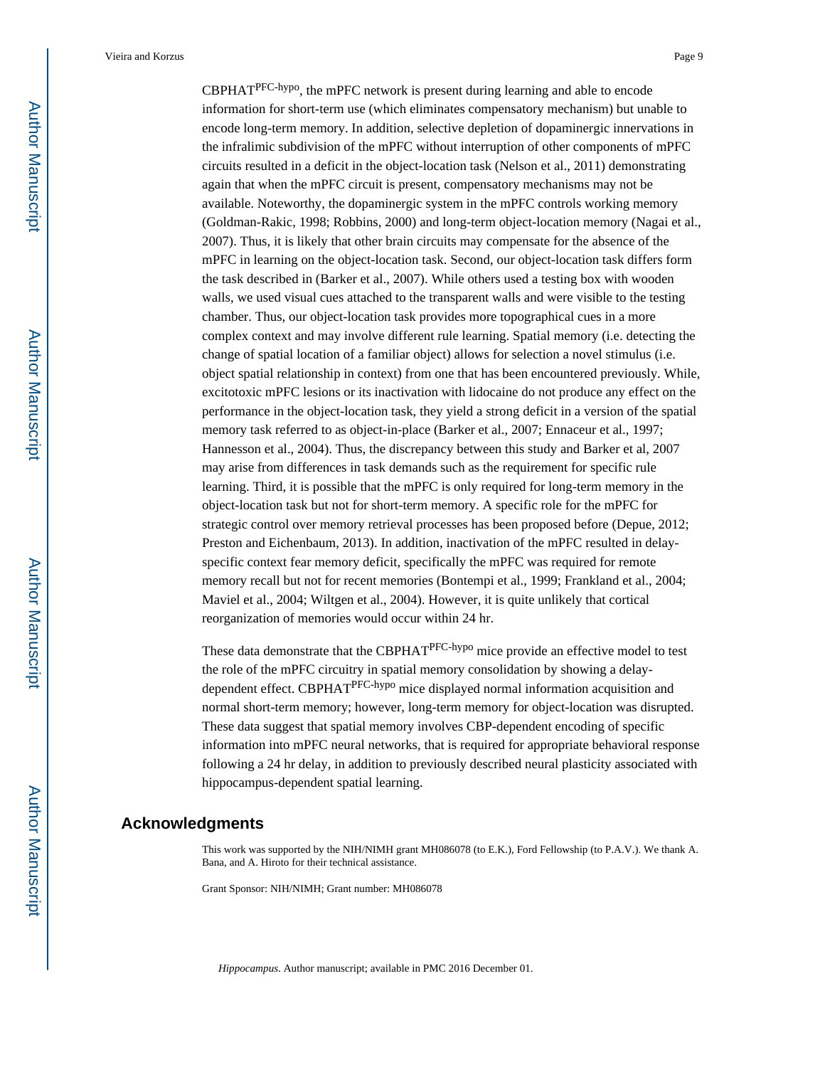CBPHAT$^{PFC\text{-}hypo}$, the mPFC network is present during learning and able to encode information for short-term use (which eliminates compensatory mechanism) but unable to encode long-term memory. In addition, selective depletion of dopaminergic innervations in the infralimic subdivision of the mPFC without interruption of other components of mPFC circuits resulted in a deficit in the object-location task (Nelson et al., 2011) demonstrating again that when the mPFC circuit is present, compensatory mechanisms may not be available. Noteworthy, the dopaminergic system in the mPFC controls working memory (Goldman-Rakic, 1998; Robbins, 2000) and long-term object-location memory (Nagai et al., 2007). Thus, it is likely that other brain circuits may compensate for the absence of the mPFC in learning on the object-location task. Second, our object-location task differs form the task described in (Barker et al., 2007). While others used a testing box with wooden walls, we used visual cues attached to the transparent walls and were visible to the testing chamber. Thus, our object-location task provides more topographical cues in a more complex context and may involve different rule learning. Spatial memory (i.e. detecting the change of spatial location of a familiar object) allows for selection a novel stimulus (i.e. object spatial relationship in context) from one that has been encountered previously. While, excitotoxic mPFC lesions or its inactivation with lidocaine do not produce any effect on the performance in the object-location task, they yield a strong deficit in a version of the spatial memory task referred to as object-in-place (Barker et al., 2007; Ennaceur et al., 1997; Hannesson et al., 2004). Thus, the discrepancy between this study and Barker et al, 2007 may arise from differences in task demands such as the requirement for specific rule learning. Third, it is possible that the mPFC is only required for long-term memory in the object-location task but not for short-term memory. A specific role for the mPFC for strategic control over memory retrieval processes has been proposed before (Depue, 2012; Preston and Eichenbaum, 2013). In addition, inactivation of the mPFC resulted in delay-specific context fear memory deficit, specifically the mPFC was required for remote memory recall but not for recent memories (Bontempi et al., 1999; Frankland et al., 2004; Maviel et al., 2004; Wiltgen et al., 2004). However, it is quite unlikely that cortical reorganization of memories would occur within 24 hr.

These data demonstrate that the CBPHAT$^{PFC\text{-}hypo}$ mice provide an effective model to test the role of the mPFC circuitry in spatial memory consolidation by showing a delay-dependent effect. CBPHAT$^{PFC\text{-}hypo}$ mice displayed normal information acquisition and normal short-term memory; however, long-term memory for object-location was disrupted. These data suggest that spatial memory involves CBP-dependent encoding of specific information into mPFC neural networks, that is required for appropriate behavioral response following a 24 hr delay, in addition to previously described neural plasticity associated with hippocampus-dependent spatial learning.

## Acknowledgments

This work was supported by the NIH/NIMH grant MH086078 (to E.K.), Ford Fellowship (to P.A.V.). We thank A. Bana, and A. Hiroto for their technical assistance.

Grant Sponsor: NIH/NIMH; Grant number: MH086078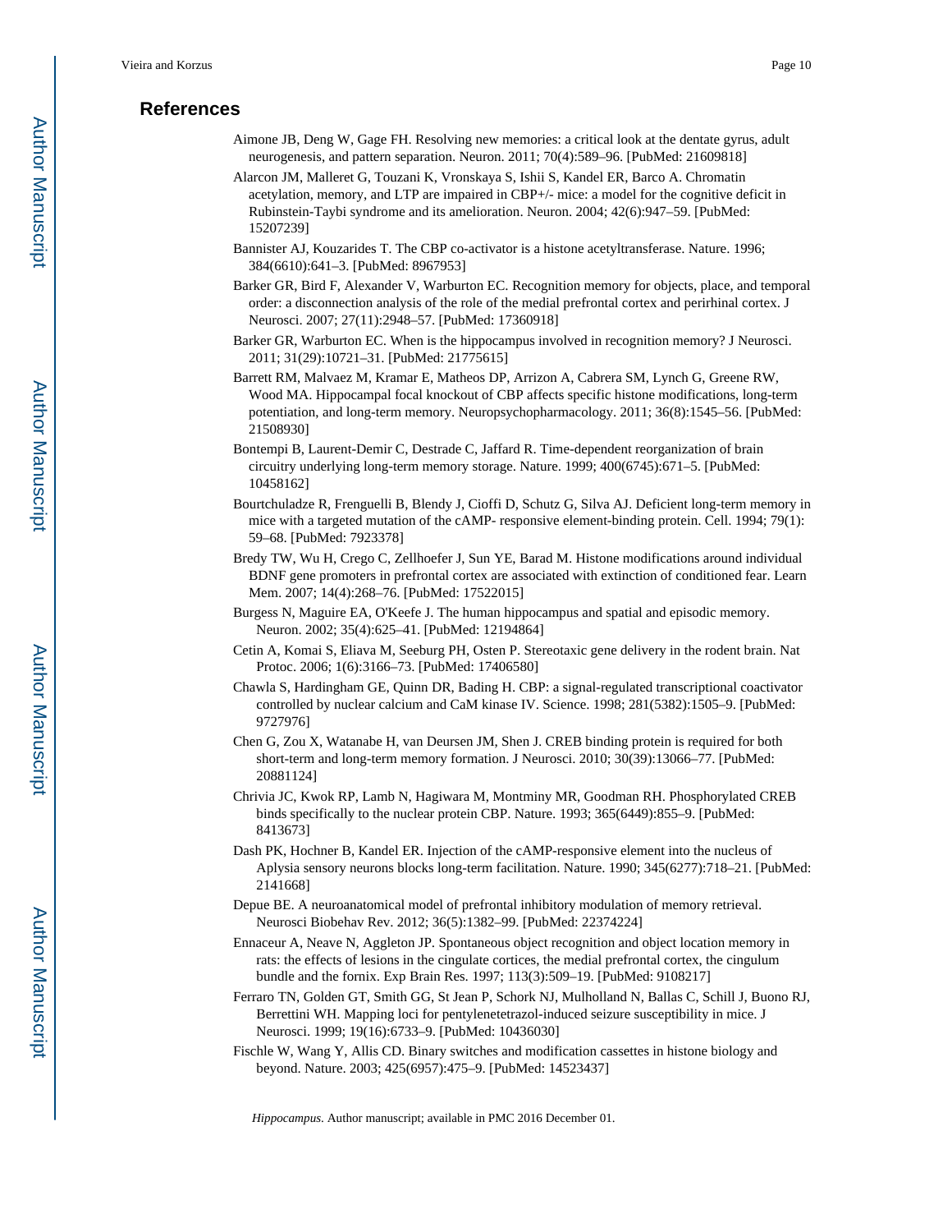## References

Aimone JB, Deng W, Gage FH. Resolving new memories: a critical look at the dentate gyrus, adult neurogenesis, and pattern separation. Neuron. 2011; 70(4):589–96. [PubMed: 21609818]

Alarcon JM, Malleret G, Touzani K, Vronskaya S, Ishii S, Kandel ER, Barco A. Chromatin acetylation, memory, and LTP are impaired in CBP+/- mice: a model for the cognitive deficit in Rubinstein-Taybi syndrome and its amelioration. Neuron. 2004; 42(6):947–59. [PubMed: 15207239]

Bannister AJ, Kouzarides T. The CBP co-activator is a histone acetyltransferase. Nature. 1996; 384(6610):641–3. [PubMed: 8967953]

Barker GR, Bird F, Alexander V, Warburton EC. Recognition memory for objects, place, and temporal order: a disconnection analysis of the role of the medial prefrontal cortex and perirhinal cortex. J Neurosci. 2007; 27(11):2948–57. [PubMed: 17360918]

Barker GR, Warburton EC. When is the hippocampus involved in recognition memory? J Neurosci. 2011; 31(29):10721–31. [PubMed: 21775615]

Barrett RM, Malvaez M, Kramar E, Matheos DP, Arrizon A, Cabrera SM, Lynch G, Greene RW, Wood MA. Hippocampal focal knockout of CBP affects specific histone modifications, long-term potentiation, and long-term memory. Neuropsychopharmacology. 2011; 36(8):1545–56. [PubMed: 21508930]

Bontempi B, Laurent-Demir C, Destrade C, Jaffard R. Time-dependent reorganization of brain circuitry underlying long-term memory storage. Nature. 1999; 400(6745):671–5. [PubMed: 10458162]

Bourtchuladze R, Frenguelli B, Blendy J, Cioffi D, Schutz G, Silva AJ. Deficient long-term memory in mice with a targeted mutation of the cAMP- responsive element-binding protein. Cell. 1994; 79(1): 59–68. [PubMed: 7923378]

Bredy TW, Wu H, Crego C, Zellhoefer J, Sun YE, Barad M. Histone modifications around individual BDNF gene promoters in prefrontal cortex are associated with extinction of conditioned fear. Learn Mem. 2007; 14(4):268–76. [PubMed: 17522015]

Burgess N, Maguire EA, O'Keefe J. The human hippocampus and spatial and episodic memory. Neuron. 2002; 35(4):625–41. [PubMed: 12194864]

Cetin A, Komai S, Eliava M, Seeburg PH, Osten P. Stereotaxic gene delivery in the rodent brain. Nat Protoc. 2006; 1(6):3166–73. [PubMed: 17406580]

Chawla S, Hardingham GE, Quinn DR, Bading H. CBP: a signal-regulated transcriptional coactivator controlled by nuclear calcium and CaM kinase IV. Science. 1998; 281(5382):1505–9. [PubMed: 9727976]

Chen G, Zou X, Watanabe H, van Deursen JM, Shen J. CREB binding protein is required for both short-term and long-term memory formation. J Neurosci. 2010; 30(39):13066–77. [PubMed: 20881124]

Chrivia JC, Kwok RP, Lamb N, Hagiwara M, Montminy MR, Goodman RH. Phosphorylated CREB binds specifically to the nuclear protein CBP. Nature. 1993; 365(6449):855–9. [PubMed: 8413673]

Dash PK, Hochner B, Kandel ER. Injection of the cAMP-responsive element into the nucleus of Aplysia sensory neurons blocks long-term facilitation. Nature. 1990; 345(6277):718–21. [PubMed: 2141668]

Depue BE. A neuroanatomical model of prefrontal inhibitory modulation of memory retrieval. Neurosci Biobehav Rev. 2012; 36(5):1382–99. [PubMed: 22374224]

Ennaceur A, Neave N, Aggleton JP. Spontaneous object recognition and object location memory in rats: the effects of lesions in the cingulate cortices, the medial prefrontal cortex, the cingulum bundle and the fornix. Exp Brain Res. 1997; 113(3):509–19. [PubMed: 9108217]

Ferraro TN, Golden GT, Smith GG, St Jean P, Schork NJ, Mulholland N, Ballas C, Schill J, Buono RJ, Berrettini WH. Mapping loci for pentylenetetrazol-induced seizure susceptibility in mice. J Neurosci. 1999; 19(16):6733–9. [PubMed: 10436030]

Fischle W, Wang Y, Allis CD. Binary switches and modification cassettes in histone biology and beyond. Nature. 2003; 425(6957):475–9. [PubMed: 14523437]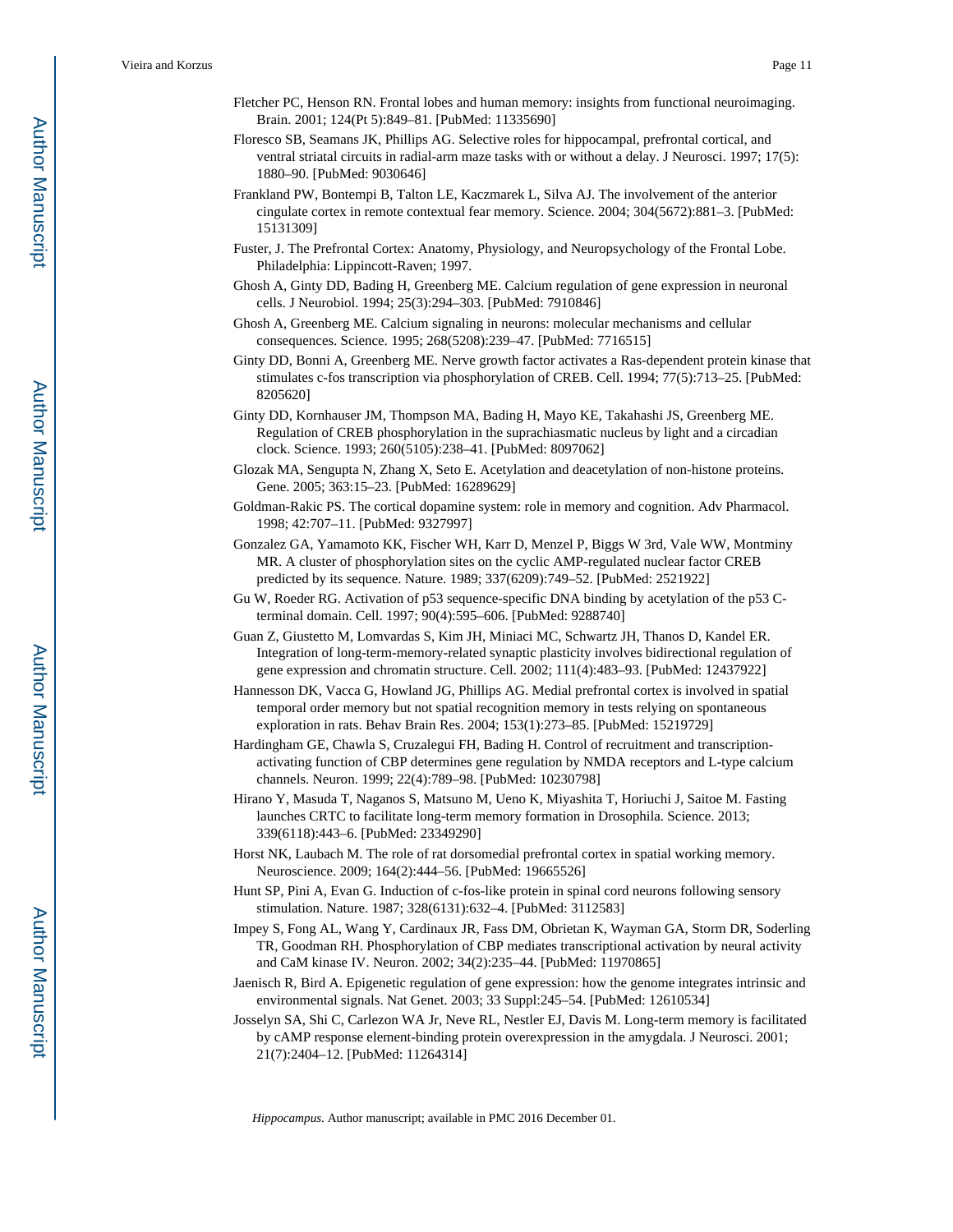Fletcher PC, Henson RN. Frontal lobes and human memory: insights from functional neuroimaging. Brain. 2001; 124(Pt 5):849–81. [PubMed: 11335690]

Floresco SB, Seamans JK, Phillips AG. Selective roles for hippocampal, prefrontal cortical, and ventral striatal circuits in radial-arm maze tasks with or without a delay. J Neurosci. 1997; 17(5): 1880–90. [PubMed: 9030646]

Frankland PW, Bontempi B, Talton LE, Kaczmarek L, Silva AJ. The involvement of the anterior cingulate cortex in remote contextual fear memory. Science. 2004; 304(5672):881–3. [PubMed: 15131309]

Fuster, J. The Prefrontal Cortex: Anatomy, Physiology, and Neuropsychology of the Frontal Lobe. Philadelphia: Lippincott-Raven; 1997.

Ghosh A, Ginty DD, Bading H, Greenberg ME. Calcium regulation of gene expression in neuronal cells. J Neurobiol. 1994; 25(3):294–303. [PubMed: 7910846]

Ghosh A, Greenberg ME. Calcium signaling in neurons: molecular mechanisms and cellular consequences. Science. 1995; 268(5208):239–47. [PubMed: 7716515]

Ginty DD, Bonni A, Greenberg ME. Nerve growth factor activates a Ras-dependent protein kinase that stimulates c-fos transcription via phosphorylation of CREB. Cell. 1994; 77(5):713–25. [PubMed: 8205620]

Ginty DD, Kornhauser JM, Thompson MA, Bading H, Mayo KE, Takahashi JS, Greenberg ME. Regulation of CREB phosphorylation in the suprachiasmatic nucleus by light and a circadian clock. Science. 1993; 260(5105):238–41. [PubMed: 8097062]

Glozak MA, Sengupta N, Zhang X, Seto E. Acetylation and deacetylation of non-histone proteins. Gene. 2005; 363:15–23. [PubMed: 16289629]

Goldman-Rakic PS. The cortical dopamine system: role in memory and cognition. Adv Pharmacol. 1998; 42:707–11. [PubMed: 9327997]

Gonzalez GA, Yamamoto KK, Fischer WH, Karr D, Menzel P, Biggs W 3rd, Vale WW, Montminy MR. A cluster of phosphorylation sites on the cyclic AMP-regulated nuclear factor CREB predicted by its sequence. Nature. 1989; 337(6209):749–52. [PubMed: 2521922]

Gu W, Roeder RG. Activation of p53 sequence-specific DNA binding by acetylation of the p53 C-terminal domain. Cell. 1997; 90(4):595–606. [PubMed: 9288740]

Guan Z, Giustetto M, Lomvardas S, Kim JH, Miniaci MC, Schwartz JH, Thanos D, Kandel ER. Integration of long-term-memory-related synaptic plasticity involves bidirectional regulation of gene expression and chromatin structure. Cell. 2002; 111(4):483–93. [PubMed: 12437922]

Hannesson DK, Vacca G, Howland JG, Phillips AG. Medial prefrontal cortex is involved in spatial temporal order memory but not spatial recognition memory in tests relying on spontaneous exploration in rats. Behav Brain Res. 2004; 153(1):273–85. [PubMed: 15219729]

Hardingham GE, Chawla S, Cruzalegui FH, Bading H. Control of recruitment and transcription-activating function of CBP determines gene regulation by NMDA receptors and L-type calcium channels. Neuron. 1999; 22(4):789–98. [PubMed: 10230798]

Hirano Y, Masuda T, Naganos S, Matsuno M, Ueno K, Miyashita T, Horiuchi J, Saitoe M. Fasting launches CRTC to facilitate long-term memory formation in Drosophila. Science. 2013; 339(6118):443–6. [PubMed: 23349290]

Horst NK, Laubach M. The role of rat dorsomedial prefrontal cortex in spatial working memory. Neuroscience. 2009; 164(2):444–56. [PubMed: 19665526]

Hunt SP, Pini A, Evan G. Induction of c-fos-like protein in spinal cord neurons following sensory stimulation. Nature. 1987; 328(6131):632–4. [PubMed: 3112583]

Impey S, Fong AL, Wang Y, Cardinaux JR, Fass DM, Obrietan K, Wayman GA, Storm DR, Soderling TR, Goodman RH. Phosphorylation of CBP mediates transcriptional activation by neural activity and CaM kinase IV. Neuron. 2002; 34(2):235–44. [PubMed: 11970865]

Jaenisch R, Bird A. Epigenetic regulation of gene expression: how the genome integrates intrinsic and environmental signals. Nat Genet. 2003; 33 Suppl:245–54. [PubMed: 12610534]

Josselyn SA, Shi C, Carlezon WA Jr, Neve RL, Nestler EJ, Davis M. Long-term memory is facilitated by cAMP response element-binding protein overexpression in the amygdala. J Neurosci. 2001; 21(7):2404–12. [PubMed: 11264314]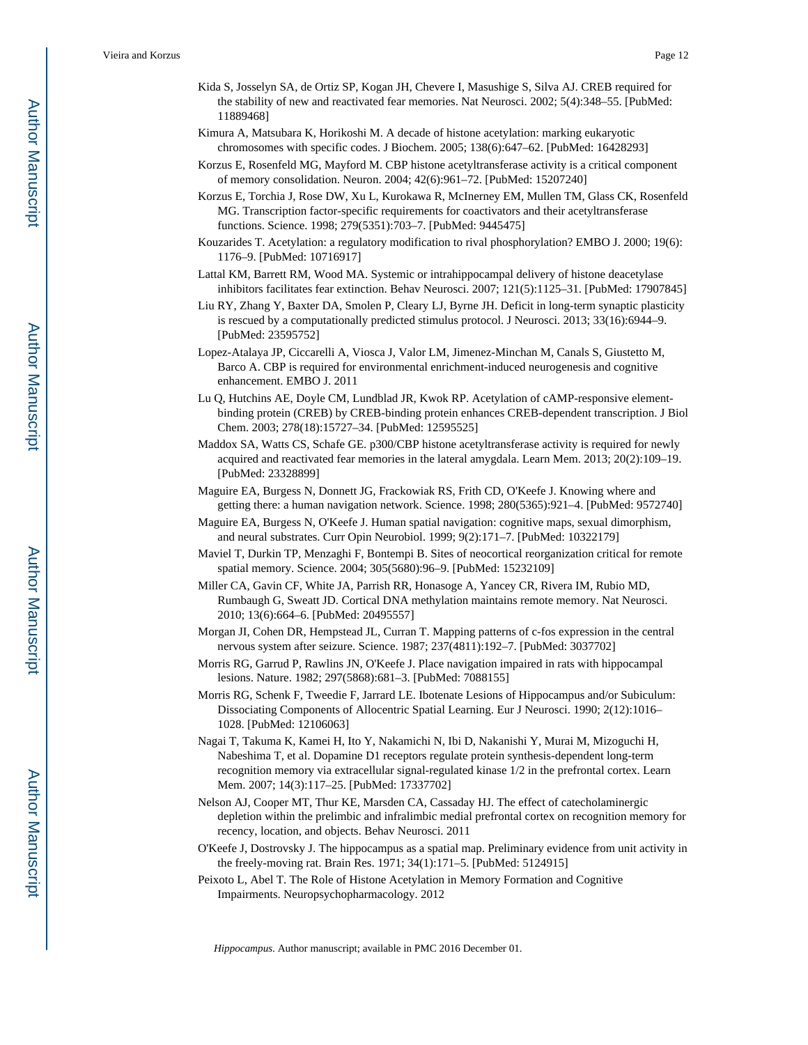Kida S, Josselyn SA, de Ortiz SP, Kogan JH, Chevere I, Masushige S, Silva AJ. CREB required for the stability of new and reactivated fear memories. Nat Neurosci. 2002; 5(4):348–55. [PubMed: 11889468]

Kimura A, Matsubara K, Horikoshi M. A decade of histone acetylation: marking eukaryotic chromosomes with specific codes. J Biochem. 2005; 138(6):647–62. [PubMed: 16428293]

Korzus E, Rosenfeld MG, Mayford M. CBP histone acetyltransferase activity is a critical component of memory consolidation. Neuron. 2004; 42(6):961–72. [PubMed: 15207240]

Korzus E, Torchia J, Rose DW, Xu L, Kurokawa R, McInerney EM, Mullen TM, Glass CK, Rosenfeld MG. Transcription factor-specific requirements for coactivators and their acetyltransferase functions. Science. 1998; 279(5351):703–7. [PubMed: 9445475]

Kouzarides T. Acetylation: a regulatory modification to rival phosphorylation? EMBO J. 2000; 19(6): 1176–9. [PubMed: 10716917]

Lattal KM, Barrett RM, Wood MA. Systemic or intrahippocampal delivery of histone deacetylase inhibitors facilitates fear extinction. Behav Neurosci. 2007; 121(5):1125–31. [PubMed: 17907845]

Liu RY, Zhang Y, Baxter DA, Smolen P, Cleary LJ, Byrne JH. Deficit in long-term synaptic plasticity is rescued by a computationally predicted stimulus protocol. J Neurosci. 2013; 33(16):6944–9. [PubMed: 23595752]

Lopez-Atalaya JP, Ciccarelli A, Viosca J, Valor LM, Jimenez-Minchan M, Canals S, Giustetto M, Barco A. CBP is required for environmental enrichment-induced neurogenesis and cognitive enhancement. EMBO J. 2011

Lu Q, Hutchins AE, Doyle CM, Lundblad JR, Kwok RP. Acetylation of cAMP-responsive element-binding protein (CREB) by CREB-binding protein enhances CREB-dependent transcription. J Biol Chem. 2003; 278(18):15727–34. [PubMed: 12595525]

Maddox SA, Watts CS, Schafe GE. p300/CBP histone acetyltransferase activity is required for newly acquired and reactivated fear memories in the lateral amygdala. Learn Mem. 2013; 20(2):109–19. [PubMed: 23328899]

Maguire EA, Burgess N, Donnett JG, Frackowiak RS, Frith CD, O'Keefe J. Knowing where and getting there: a human navigation network. Science. 1998; 280(5365):921–4. [PubMed: 9572740]

Maguire EA, Burgess N, O'Keefe J. Human spatial navigation: cognitive maps, sexual dimorphism, and neural substrates. Curr Opin Neurobiol. 1999; 9(2):171–7. [PubMed: 10322179]

Maviel T, Durkin TP, Menzaghi F, Bontempi B. Sites of neocortical reorganization critical for remote spatial memory. Science. 2004; 305(5680):96–9. [PubMed: 15232109]

Miller CA, Gavin CF, White JA, Parrish RR, Honasoge A, Yancey CR, Rivera IM, Rubio MD, Rumbaugh G, Sweatt JD. Cortical DNA methylation maintains remote memory. Nat Neurosci. 2010; 13(6):664–6. [PubMed: 20495557]

Morgan JI, Cohen DR, Hempstead JL, Curran T. Mapping patterns of c-fos expression in the central nervous system after seizure. Science. 1987; 237(4811):192–7. [PubMed: 3037702]

Morris RG, Garrud P, Rawlins JN, O'Keefe J. Place navigation impaired in rats with hippocampal lesions. Nature. 1982; 297(5868):681–3. [PubMed: 7088155]

Morris RG, Schenk F, Tweedie F, Jarrard LE. Ibotenate Lesions of Hippocampus and/or Subiculum: Dissociating Components of Allocentric Spatial Learning. Eur J Neurosci. 1990; 2(12):1016–1028. [PubMed: 12106063]

Nagai T, Takuma K, Kamei H, Ito Y, Nakamichi N, Ibi D, Nakanishi Y, Murai M, Mizoguchi H, Nabeshima T, et al. Dopamine D1 receptors regulate protein synthesis-dependent long-term recognition memory via extracellular signal-regulated kinase 1/2 in the prefrontal cortex. Learn Mem. 2007; 14(3):117–25. [PubMed: 17337702]

Nelson AJ, Cooper MT, Thur KE, Marsden CA, Cassaday HJ. The effect of catecholaminergic depletion within the prelimbic and infralimbic medial prefrontal cortex on recognition memory for recency, location, and objects. Behav Neurosci. 2011

O'Keefe J, Dostrovsky J. The hippocampus as a spatial map. Preliminary evidence from unit activity in the freely-moving rat. Brain Res. 1971; 34(1):171–5. [PubMed: 5124915]

Peixoto L, Abel T. The Role of Histone Acetylation in Memory Formation and Cognitive Impairments. Neuropsychopharmacology. 2012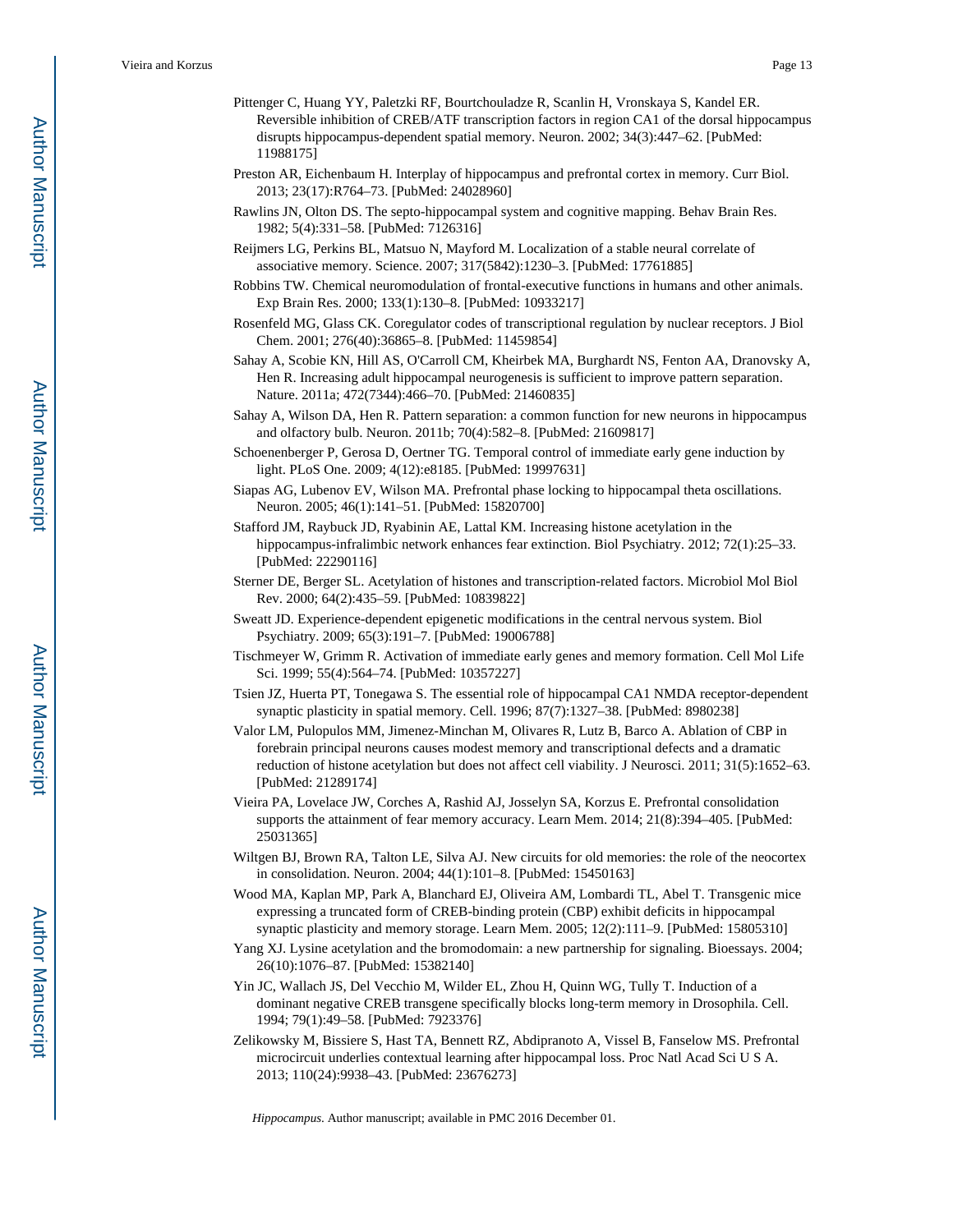Pittenger C, Huang YY, Paletzki RF, Bourtchouladze R, Scanlin H, Vronskaya S, Kandel ER. Reversible inhibition of CREB/ATF transcription factors in region CA1 of the dorsal hippocampus disrupts hippocampus-dependent spatial memory. Neuron. 2002; 34(3):447–62. [PubMed: 11988175]

Preston AR, Eichenbaum H. Interplay of hippocampus and prefrontal cortex in memory. Curr Biol. 2013; 23(17):R764–73. [PubMed: 24028960]

Rawlins JN, Olton DS. The septo-hippocampal system and cognitive mapping. Behav Brain Res. 1982; 5(4):331–58. [PubMed: 7126316]

Reijmers LG, Perkins BL, Matsuo N, Mayford M. Localization of a stable neural correlate of associative memory. Science. 2007; 317(5842):1230–3. [PubMed: 17761885]

Robbins TW. Chemical neuromodulation of frontal-executive functions in humans and other animals. Exp Brain Res. 2000; 133(1):130–8. [PubMed: 10933217]

Rosenfeld MG, Glass CK. Coregulator codes of transcriptional regulation by nuclear receptors. J Biol Chem. 2001; 276(40):36865–8. [PubMed: 11459854]

Sahay A, Scobie KN, Hill AS, O'Carroll CM, Kheirbek MA, Burghardt NS, Fenton AA, Dranovsky A, Hen R. Increasing adult hippocampal neurogenesis is sufficient to improve pattern separation. Nature. 2011a; 472(7344):466–70. [PubMed: 21460835]

Sahay A, Wilson DA, Hen R. Pattern separation: a common function for new neurons in hippocampus and olfactory bulb. Neuron. 2011b; 70(4):582–8. [PubMed: 21609817]

Schoenenberger P, Gerosa D, Oertner TG. Temporal control of immediate early gene induction by light. PLoS One. 2009; 4(12):e8185. [PubMed: 19997631]

Siapas AG, Lubenov EV, Wilson MA. Prefrontal phase locking to hippocampal theta oscillations. Neuron. 2005; 46(1):141–51. [PubMed: 15820700]

Stafford JM, Raybuck JD, Ryabinin AE, Lattal KM. Increasing histone acetylation in the hippocampus-infralimbic network enhances fear extinction. Biol Psychiatry. 2012; 72(1):25–33. [PubMed: 22290116]

Sterner DE, Berger SL. Acetylation of histones and transcription-related factors. Microbiol Mol Biol Rev. 2000; 64(2):435–59. [PubMed: 10839822]

Sweatt JD. Experience-dependent epigenetic modifications in the central nervous system. Biol Psychiatry. 2009; 65(3):191–7. [PubMed: 19006788]

Tischmeyer W, Grimm R. Activation of immediate early genes and memory formation. Cell Mol Life Sci. 1999; 55(4):564–74. [PubMed: 10357227]

Tsien JZ, Huerta PT, Tonegawa S. The essential role of hippocampal CA1 NMDA receptor-dependent synaptic plasticity in spatial memory. Cell. 1996; 87(7):1327–38. [PubMed: 8980238]

Valor LM, Pulopulos MM, Jimenez-Minchan M, Olivares R, Lutz B, Barco A. Ablation of CBP in forebrain principal neurons causes modest memory and transcriptional defects and a dramatic reduction of histone acetylation but does not affect cell viability. J Neurosci. 2011; 31(5):1652–63. [PubMed: 21289174]

Vieira PA, Lovelace JW, Corches A, Rashid AJ, Josselyn SA, Korzus E. Prefrontal consolidation supports the attainment of fear memory accuracy. Learn Mem. 2014; 21(8):394–405. [PubMed: 25031365]

Wiltgen BJ, Brown RA, Talton LE, Silva AJ. New circuits for old memories: the role of the neocortex in consolidation. Neuron. 2004; 44(1):101–8. [PubMed: 15450163]

Wood MA, Kaplan MP, Park A, Blanchard EJ, Oliveira AM, Lombardi TL, Abel T. Transgenic mice expressing a truncated form of CREB-binding protein (CBP) exhibit deficits in hippocampal synaptic plasticity and memory storage. Learn Mem. 2005; 12(2):111–9. [PubMed: 15805310]

Yang XJ. Lysine acetylation and the bromodomain: a new partnership for signaling. Bioessays. 2004; 26(10):1076–87. [PubMed: 15382140]

Yin JC, Wallach JS, Del Vecchio M, Wilder EL, Zhou H, Quinn WG, Tully T. Induction of a dominant negative CREB transgene specifically blocks long-term memory in Drosophila. Cell. 1994; 79(1):49–58. [PubMed: 7923376]

Zelikowsky M, Bissiere S, Hast TA, Bennett RZ, Abdipranoto A, Vissel B, Fanselow MS. Prefrontal microcircuit underlies contextual learning after hippocampal loss. Proc Natl Acad Sci U S A. 2013; 110(24):9938–43. [PubMed: 23676273]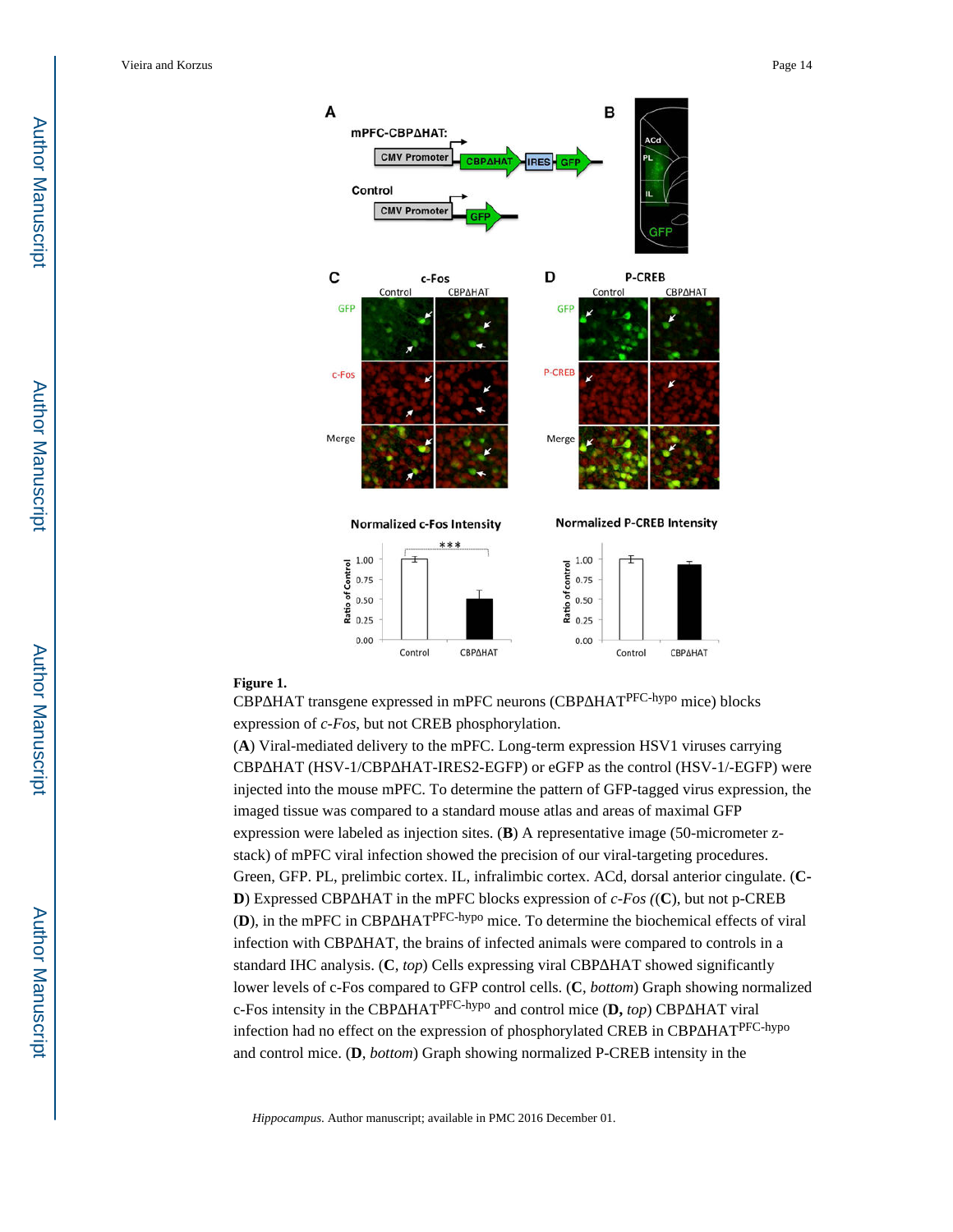**Figure 1.**

CBPΔHAT transgene expressed in mPFC neurons (CBPΔHAT$^{PFC\text{-}hypo}$ mice) blocks expression of *c-Fos*, but not CREB phosphorylation.

(**A**) Viral-mediated delivery to the mPFC. Long-term expression HSV1 viruses carrying CBPΔHAT (HSV-1/CBPΔHAT-IRES2-EGFP) or eGFP as the control (HSV-1/-EGFP) were injected into the mouse mPFC. To determine the pattern of GFP-tagged virus expression, the imaged tissue was compared to a standard mouse atlas and areas of maximal GFP expression were labeled as injection sites. (**B**) A representative image (50-micrometer z-stack) of mPFC viral infection showed the precision of our viral-targeting procedures. Green, GFP. PL, prelimbic cortex. IL, infralimbic cortex. ACd, dorsal anterior cingulate. (**C-D**) Expressed CBPΔHAT in the mPFC blocks expression of *c-Fos ((***C**), but not p-CREB (**D**), in the mPFC in CBPΔHAT$^{PFC\text{-}hypo}$ mice. To determine the biochemical effects of viral infection with CBPΔHAT, the brains of infected animals were compared to controls in a standard IHC analysis. (**C**, *top*) Cells expressing viral CBPΔHAT showed significantly lower levels of c-Fos compared to GFP control cells. (**C**, *bottom*) Graph showing normalized c-Fos intensity in the CBPΔHAT$^{PFC\text{-}hypo}$ and control mice (**D,** *top*) CBPΔHAT viral infection had no effect on the expression of phosphorylated CREB in CBPΔHAT$^{PFC\text{-}hypo}$ and control mice. (**D**, *bottom*) Graph showing normalized P-CREB intensity in the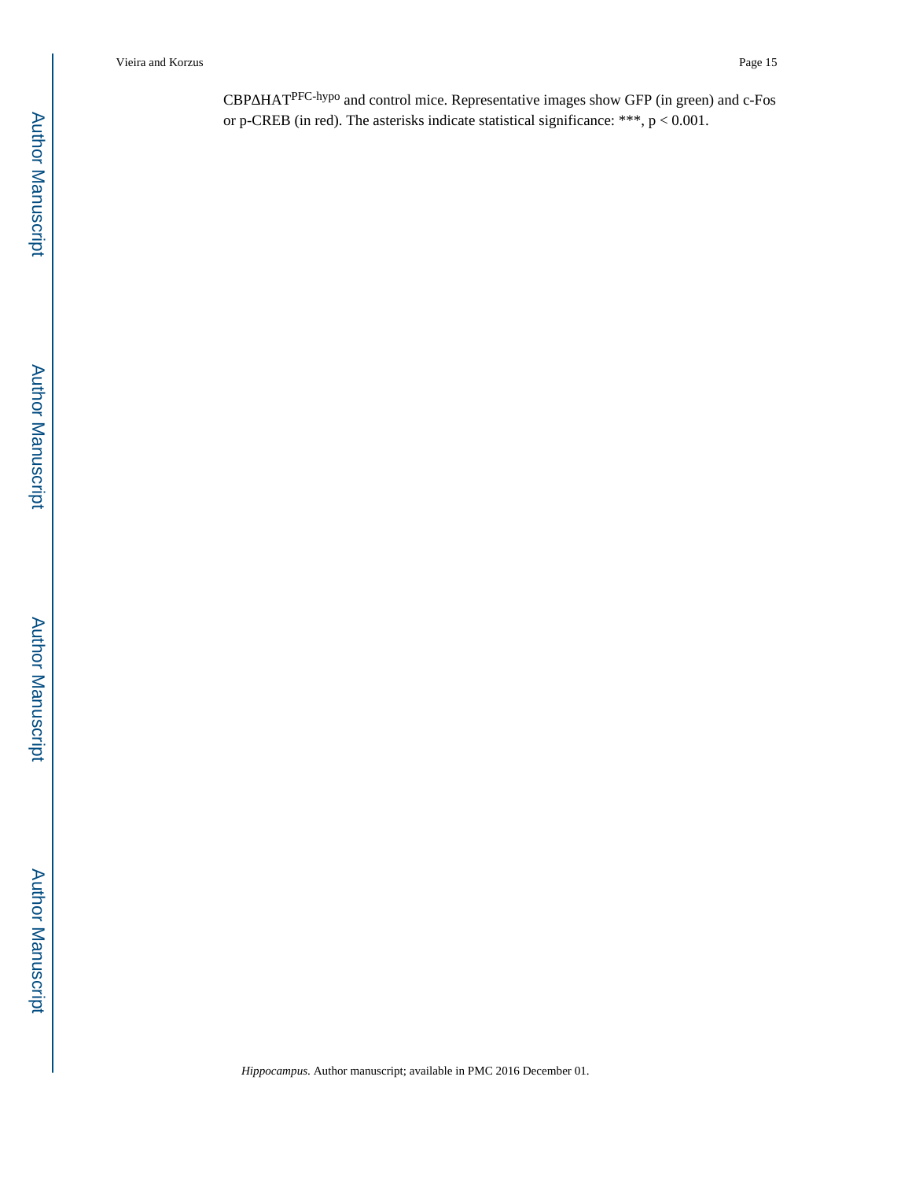CBPΔHAT$^{PFC\text{-}hypo}$ and control mice. Representative images show GFP (in green) and c-Fos or p-CREB (in red). The asterisks indicate statistical significance: ***, $p < 0.001$.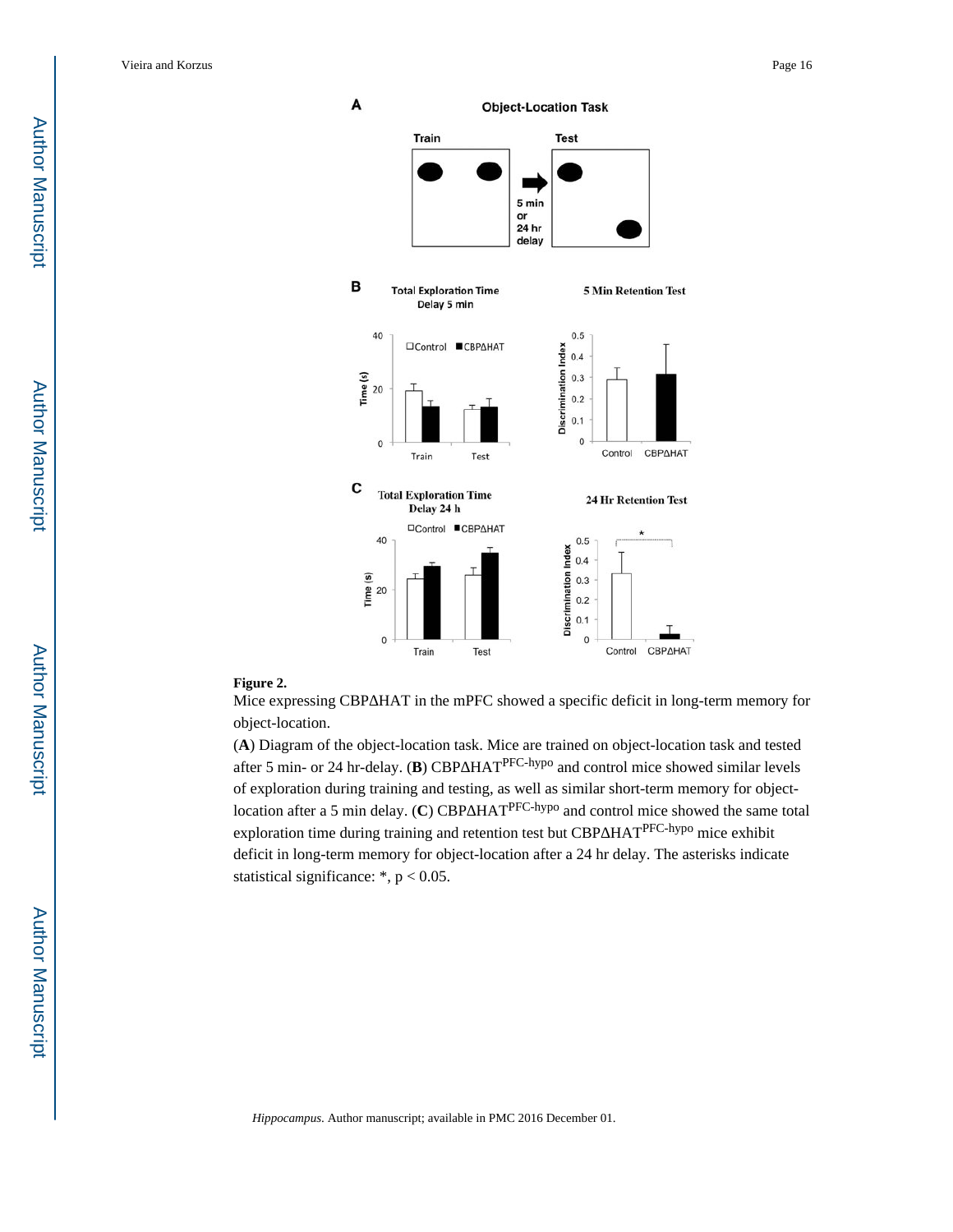A

Object-Location Task

Train

Test

5 min
or
24 hr
delay

B

Total Exploration Time
Delay 5 min

□Control ■CBPΔHAT

Time (s)

40
20
0

Train
Test

5 Min Retention Test

Discrimination Index

0.5
0.4
0.3
0.2
0.1
0

Control
CBPΔHAT

C

Total Exploration Time
Delay 24 h

□Control ■CBPΔHAT

Time (s)

40
20
0

Train
Test

24 Hr Retention Test

Discrimination Index

0.5
0.4
0.3
0.2
0.1
0

*

Control
CBPΔHAT

**Figure 2.**

Mice expressing CBPΔHAT in the mPFC showed a specific deficit in long-term memory for object-location.

(**A**) Diagram of the object-location task. Mice are trained on object-location task and tested after 5 min- or 24 hr-delay. (**B**) $CBP\Delta HAT^{PFC\text{-}hypo}$ and control mice showed similar levels of exploration during training and testing, as well as similar short-term memory for object-location after a 5 min delay. (**C**) $CBP\Delta HAT^{PFC\text{-}hypo}$ and control mice showed the same total exploration time during training and retention test but $CBP\Delta HAT^{PFC\text{-}hypo}$ mice exhibit deficit in long-term memory for object-location after a 24 hr delay. The asterisks indicate statistical significance: *, $p < 0.05$.